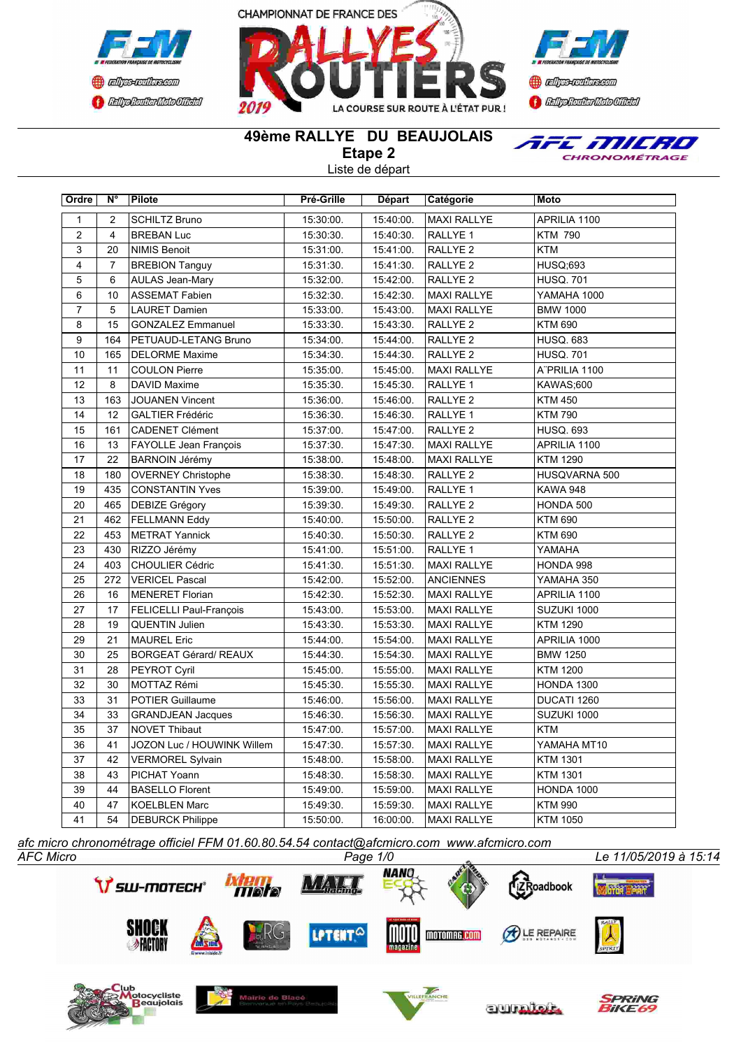CHAMPIONNAT DE FRANCE DES RALLYES ROUTIERS 2019

LA COURSE SUR ROUTE À L'ÉTAT PUR !

# 49ème RALLYE DU BEAUJOLAIS

## Etape 2

Liste de départ

| Ordre | N° | Pilote | Pré-Grille | Départ | Catégorie | Moto |
|---|---|---|---|---|---|---|
| 1 | 2 | SCHILTZ Bruno | 15:30:00. | 15:40:00. | MAXI RALLYE | APRILIA 1100 |
| 2 | 4 | BREBAN Luc | 15:30:30. | 15:40:30. | RALLYE 1 | KTM 790 |
| 3 | 20 | NIMIS Benoit | 15:31:00. | 15:41:00. | RALLYE 2 | KTM |
| 4 | 7 | BREBION Tanguy | 15:31:30. | 15:41:30. | RALLYE 2 | HUSQ;693 |
| 5 | 6 | AULAS Jean-Mary | 15:32:00. | 15:42:00. | RALLYE 2 | HUSQ. 701 |
| 6 | 10 | ASSEMAT Fabien | 15:32:30. | 15:42:30. | MAXI RALLYE | YAMAHA 1000 |
| 7 | 5 | LAURET Damien | 15:33:00. | 15:43:00. | MAXI RALLYE | BMW 1000 |
| 8 | 15 | GONZALEZ Emmanuel | 15:33:30. | 15:43:30. | RALLYE 2 | KTM 690 |
| 9 | 164 | PETUAUD-LETANG Bruno | 15:34:00. | 15:44:00. | RALLYE 2 | HUSQ. 683 |
| 10 | 165 | DELORME Maxime | 15:34:30. | 15:44:30. | RALLYE 2 | HUSQ. 701 |
| 11 | 11 | COULON Pierre | 15:35:00. | 15:45:00. | MAXI RALLYE | A"PRILIA 1100 |
| 12 | 8 | DAVID Maxime | 15:35:30. | 15:45:30. | RALLYE 1 | KAWAS;600 |
| 13 | 163 | JOUANEN Vincent | 15:36:00. | 15:46:00. | RALLYE 2 | KTM 450 |
| 14 | 12 | GALTIER Frédéric | 15:36:30. | 15:46:30. | RALLYE 1 | KTM 790 |
| 15 | 161 | CADENET Clément | 15:37:00. | 15:47:00. | RALLYE 2 | HUSQ. 693 |
| 16 | 13 | FAYOLLE Jean François | 15:37:30. | 15:47:30. | MAXI RALLYE | APRILIA 1100 |
| 17 | 22 | BARNOIN Jérémy | 15:38:00. | 15:48:00. | MAXI RALLYE | KTM 1290 |
| 18 | 180 | OVERNEY Christophe | 15:38:30. | 15:48:30. | RALLYE 2 | HUSQVARNA 500 |
| 19 | 435 | CONSTANTIN Yves | 15:39:00. | 15:49:00. | RALLYE 1 | KAWA 948 |
| 20 | 465 | DEBIZE Grégory | 15:39:30. | 15:49:30. | RALLYE 2 | HONDA 500 |
| 21 | 462 | FELLMANN Eddy | 15:40:00. | 15:50:00. | RALLYE 2 | KTM 690 |
| 22 | 453 | METRAT Yannick | 15:40:30. | 15:50:30. | RALLYE 2 | KTM 690 |
| 23 | 430 | RIZZO Jérémy | 15:41:00. | 15:51:00. | RALLYE 1 | YAMAHA |
| 24 | 403 | CHOULIER Cédric | 15:41:30. | 15:51:30. | MAXI RALLYE | HONDA 998 |
| 25 | 272 | VERICEL Pascal | 15:42:00. | 15:52:00. | ANCIENNES | YAMAHA 350 |
| 26 | 16 | MENERET Florian | 15:42:30. | 15:52:30. | MAXI RALLYE | APRILIA 1100 |
| 27 | 17 | FELICELLI Paul-François | 15:43:00. | 15:53:00. | MAXI RALLYE | SUZUKI 1000 |
| 28 | 19 | QUENTIN Julien | 15:43:30. | 15:53:30. | MAXI RALLYE | KTM 1290 |
| 29 | 21 | MAUREL Eric | 15:44:00. | 15:54:00. | MAXI RALLYE | APRILIA 1000 |
| 30 | 25 | BORGEAT Gérard/ REAUX | 15:44:30. | 15:54:30. | MAXI RALLYE | BMW 1250 |
| 31 | 28 | PEYROT Cyril | 15:45:00. | 15:55:00. | MAXI RALLYE | KTM 1200 |
| 32 | 30 | MOTTAZ Rémi | 15:45:30. | 15:55:30. | MAXI RALLYE | HONDA 1300 |
| 33 | 31 | POTIER Guillaume | 15:46:00. | 15:56:00. | MAXI RALLYE | DUCATI 1260 |
| 34 | 33 | GRANDJEAN Jacques | 15:46:30. | 15:56:30. | MAXI RALLYE | SUZUKI 1000 |
| 35 | 37 | NOVET Thibaut | 15:47:00. | 15:57:00. | MAXI RALLYE | KTM |
| 36 | 41 | JOZON Luc / HOUWINK Willem | 15:47:30. | 15:57:30. | MAXI RALLYE | YAMAHA MT10 |
| 37 | 42 | VERMOREL Sylvain | 15:48:00. | 15:58:00. | MAXI RALLYE | KTM 1301 |
| 38 | 43 | PICHAT Yoann | 15:48:30. | 15:58:30. | MAXI RALLYE | KTM 1301 |
| 39 | 44 | BASELLO Florent | 15:49:00. | 15:59:00. | MAXI RALLYE | HONDA 1000 |
| 40 | 47 | KOELBLEN Marc | 15:49:30. | 15:59:30. | MAXI RALLYE | KTM 990 |
| 41 | 54 | DEBURCK Philippe | 15:50:00. | 16:00:00. | MAXI RALLYE | KTM 1050 |

*afc micro chronométrage officiel FFM 01.60.80.54.54 contact@afcmicro.com www.afcmicro.com*

*AFC Micro* — *Page 1/0* — *Le 11/05/2019 à 15:14*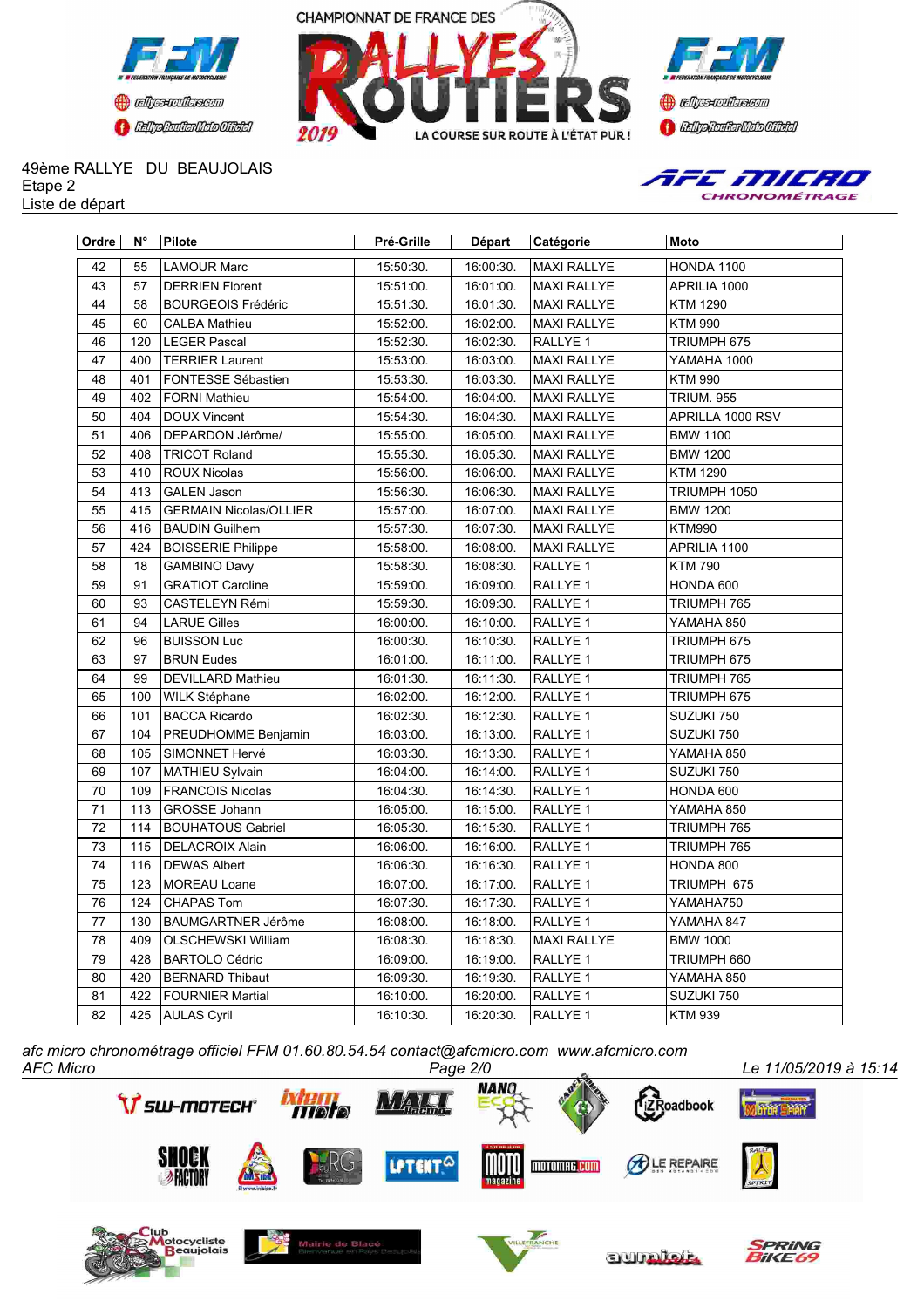49ème RALLYE DU BEAUJOLAIS
Etape 2
Liste de départ

| Ordre | N° | Pilote | Pré-Grille | Départ | Catégorie | Moto |
|---|---|---|---|---|---|---|
| 42 | 55 | LAMOUR Marc | 15:50:30. | 16:00:30. | MAXI RALLYE | HONDA 1100 |
| 43 | 57 | DERRIEN Florent | 15:51:00. | 16:01:00. | MAXI RALLYE | APRILIA 1000 |
| 44 | 58 | BOURGEOIS Frédéric | 15:51:30. | 16:01:30. | MAXI RALLYE | KTM 1290 |
| 45 | 60 | CALBA Mathieu | 15:52:00. | 16:02:00. | MAXI RALLYE | KTM 990 |
| 46 | 120 | LEGER Pascal | 15:52:30. | 16:02:30. | RALLYE 1 | TRIUMPH 675 |
| 47 | 400 | TERRIER Laurent | 15:53:00. | 16:03:00. | MAXI RALLYE | YAMAHA 1000 |
| 48 | 401 | FONTESSE Sébastien | 15:53:30. | 16:03:30. | MAXI RALLYE | KTM 990 |
| 49 | 402 | FORNI Mathieu | 15:54:00. | 16:04:00. | MAXI RALLYE | TRIUM. 955 |
| 50 | 404 | DOUX Vincent | 15:54:30. | 16:04:30. | MAXI RALLYE | APRILLA 1000 RSV |
| 51 | 406 | DEPARDON Jérôme/ | 15:55:00. | 16:05:00. | MAXI RALLYE | BMW 1100 |
| 52 | 408 | TRICOT Roland | 15:55:30. | 16:05:30. | MAXI RALLYE | BMW 1200 |
| 53 | 410 | ROUX Nicolas | 15:56:00. | 16:06:00. | MAXI RALLYE | KTM 1290 |
| 54 | 413 | GALEN Jason | 15:56:30. | 16:06:30. | MAXI RALLYE | TRIUMPH 1050 |
| 55 | 415 | GERMAIN Nicolas/OLLIER | 15:57:00. | 16:07:00. | MAXI RALLYE | BMW 1200 |
| 56 | 416 | BAUDIN Guilhem | 15:57:30. | 16:07:30. | MAXI RALLYE | KTM990 |
| 57 | 424 | BOISSERIE Philippe | 15:58:00. | 16:08:00. | MAXI RALLYE | APRILIA 1100 |
| 58 | 18 | GAMBINO Davy | 15:58:30. | 16:08:30. | RALLYE 1 | KTM 790 |
| 59 | 91 | GRATIOT Caroline | 15:59:00. | 16:09:00. | RALLYE 1 | HONDA 600 |
| 60 | 93 | CASTELEYN Rémi | 15:59:30. | 16:09:30. | RALLYE 1 | TRIUMPH 765 |
| 61 | 94 | LARUE Gilles | 16:00:00. | 16:10:00. | RALLYE 1 | YAMAHA 850 |
| 62 | 96 | BUISSON Luc | 16:00:30. | 16:10:30. | RALLYE 1 | TRIUMPH 675 |
| 63 | 97 | BRUN Eudes | 16:01:00. | 16:11:00. | RALLYE 1 | TRIUMPH 675 |
| 64 | 99 | DEVILLARD Mathieu | 16:01:30. | 16:11:30. | RALLYE 1 | TRIUMPH 765 |
| 65 | 100 | WILK Stéphane | 16:02:00. | 16:12:00. | RALLYE 1 | TRIUMPH 675 |
| 66 | 101 | BACCA Ricardo | 16:02:30. | 16:12:30. | RALLYE 1 | SUZUKI 750 |
| 67 | 104 | PREUDHOMME Benjamin | 16:03:00. | 16:13:00. | RALLYE 1 | SUZUKI 750 |
| 68 | 105 | SIMONNET Hervé | 16:03:30. | 16:13:30. | RALLYE 1 | YAMAHA 850 |
| 69 | 107 | MATHIEU Sylvain | 16:04:00. | 16:14:00. | RALLYE 1 | SUZUKI 750 |
| 70 | 109 | FRANCOIS Nicolas | 16:04:30. | 16:14:30. | RALLYE 1 | HONDA 600 |
| 71 | 113 | GROSSE Johann | 16:05:00. | 16:15:00. | RALLYE 1 | YAMAHA 850 |
| 72 | 114 | BOUHATOUS Gabriel | 16:05:30. | 16:15:30. | RALLYE 1 | TRIUMPH 765 |
| 73 | 115 | DELACROIX Alain | 16:06:00. | 16:16:00. | RALLYE 1 | TRIUMPH 765 |
| 74 | 116 | DEWAS Albert | 16:06:30. | 16:16:30. | RALLYE 1 | HONDA 800 |
| 75 | 123 | MOREAU Loane | 16:07:00. | 16:17:00. | RALLYE 1 | TRIUMPH 675 |
| 76 | 124 | CHAPAS Tom | 16:07:30. | 16:17:30. | RALLYE 1 | YAMAHA750 |
| 77 | 130 | BAUMGARTNER Jérôme | 16:08:00. | 16:18:00. | RALLYE 1 | YAMAHA 847 |
| 78 | 409 | OLSCHEWSKI William | 16:08:30. | 16:18:30. | MAXI RALLYE | BMW 1000 |
| 79 | 428 | BARTOLO Cédric | 16:09:00. | 16:19:00. | RALLYE 1 | TRIUMPH 660 |
| 80 | 420 | BERNARD Thibaut | 16:09:30. | 16:19:30. | RALLYE 1 | YAMAHA 850 |
| 81 | 422 | FOURNIER Martial | 16:10:00. | 16:20:00. | RALLYE 1 | SUZUKI 750 |
| 82 | 425 | AULAS Cyril | 16:10:30. | 16:20:30. | RALLYE 1 | KTM 939 |

*afc micro chronométrage officiel FFM 01.60.80.54.54 contact@afcmicro.com www.afcmicro.com*

*AFC Micro* — *Le 11/05/2019 à 15:14*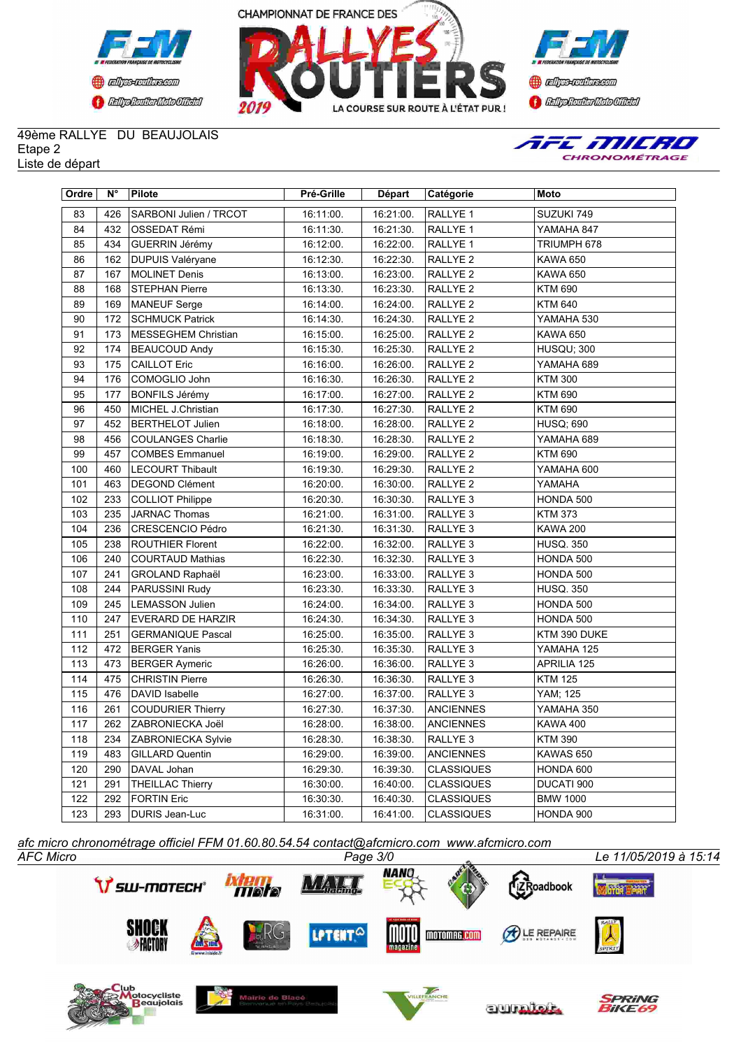49ème RALLYE DU BEAUJOLAIS
Etape 2
Liste de départ

| Ordre | N° | Pilote | Pré-Grille | Départ | Catégorie | Moto |
|---|---|---|---|---|---|---|
| 83 | 426 | SARBONI Julien / TRCOT | 16:11:00. | 16:21:00. | RALLYE 1 | SUZUKI 749 |
| 84 | 432 | OSSEDAT Rémi | 16:11:30. | 16:21:30. | RALLYE 1 | YAMAHA 847 |
| 85 | 434 | GUERRIN Jérémy | 16:12:00. | 16:22:00. | RALLYE 1 | TRIUMPH 678 |
| 86 | 162 | DUPUIS Valéryane | 16:12:30. | 16:22:30. | RALLYE 2 | KAWA 650 |
| 87 | 167 | MOLINET Denis | 16:13:00. | 16:23:00. | RALLYE 2 | KAWA 650 |
| 88 | 168 | STEPHAN Pierre | 16:13:30. | 16:23:30. | RALLYE 2 | KTM 690 |
| 89 | 169 | MANEUF Serge | 16:14:00. | 16:24:00. | RALLYE 2 | KTM 640 |
| 90 | 172 | SCHMUCK Patrick | 16:14:30. | 16:24:30. | RALLYE 2 | YAMAHA 530 |
| 91 | 173 | MESSEGHEM Christian | 16:15:00. | 16:25:00. | RALLYE 2 | KAWA 650 |
| 92 | 174 | BEAUCOUD Andy | 16:15:30. | 16:25:30. | RALLYE 2 | HUSQU; 300 |
| 93 | 175 | CAILLOT Eric | 16:16:00. | 16:26:00. | RALLYE 2 | YAMAHA 689 |
| 94 | 176 | COMOGLIO John | 16:16:30. | 16:26:30. | RALLYE 2 | KTM 300 |
| 95 | 177 | BONFILS Jérémy | 16:17:00. | 16:27:00. | RALLYE 2 | KTM 690 |
| 96 | 450 | MICHEL J.Christian | 16:17:30. | 16:27:30. | RALLYE 2 | KTM 690 |
| 97 | 452 | BERTHELOT Julien | 16:18:00. | 16:28:00. | RALLYE 2 | HUSQ; 690 |
| 98 | 456 | COULANGES Charlie | 16:18:30. | 16:28:30. | RALLYE 2 | YAMAHA 689 |
| 99 | 457 | COMBES Emmanuel | 16:19:00. | 16:29:00. | RALLYE 2 | KTM 690 |
| 100 | 460 | LECOURT Thibault | 16:19:30. | 16:29:30. | RALLYE 2 | YAMAHA 600 |
| 101 | 463 | DEGOND Clément | 16:20:00. | 16:30:00. | RALLYE 2 | YAMAHA |
| 102 | 233 | COLLIOT Philippe | 16:20:30. | 16:30:30. | RALLYE 3 | HONDA 500 |
| 103 | 235 | JARNAC Thomas | 16:21:00. | 16:31:00. | RALLYE 3 | KTM 373 |
| 104 | 236 | CRESCENCIO Pédro | 16:21:30. | 16:31:30. | RALLYE 3 | KAWA 200 |
| 105 | 238 | ROUTHIER Florent | 16:22:00. | 16:32:00. | RALLYE 3 | HUSQ. 350 |
| 106 | 240 | COURTAUD Mathias | 16:22:30. | 16:32:30. | RALLYE 3 | HONDA 500 |
| 107 | 241 | GROLAND Raphaël | 16:23:00. | 16:33:00. | RALLYE 3 | HONDA 500 |
| 108 | 244 | PARUSSINI Rudy | 16:23:30. | 16:33:30. | RALLYE 3 | HUSQ. 350 |
| 109 | 245 | LEMASSON Julien | 16:24:00. | 16:34:00. | RALLYE 3 | HONDA 500 |
| 110 | 247 | EVERARD DE HARZIR | 16:24:30. | 16:34:30. | RALLYE 3 | HONDA 500 |
| 111 | 251 | GERMANIQUE Pascal | 16:25:00. | 16:35:00. | RALLYE 3 | KTM 390 DUKE |
| 112 | 472 | BERGER Yanis | 16:25:30. | 16:35:30. | RALLYE 3 | YAMAHA 125 |
| 113 | 473 | BERGER Aymeric | 16:26:00. | 16:36:00. | RALLYE 3 | APRILIA 125 |
| 114 | 475 | CHRISTIN Pierre | 16:26:30. | 16:36:30. | RALLYE 3 | KTM 125 |
| 115 | 476 | DAVID Isabelle | 16:27:00. | 16:37:00. | RALLYE 3 | YAM; 125 |
| 116 | 261 | COUDURIER Thierry | 16:27:30. | 16:37:30. | ANCIENNES | YAMAHA 350 |
| 117 | 262 | ZABRONIECKA Joël | 16:28:00. | 16:38:00. | ANCIENNES | KAWA 400 |
| 118 | 234 | ZABRONIECKA Sylvie | 16:28:30. | 16:38:30. | RALLYE 3 | KTM 390 |
| 119 | 483 | GILLARD Quentin | 16:29:00. | 16:39:00. | ANCIENNES | KAWAS 650 |
| 120 | 290 | DAVAL Johan | 16:29:30. | 16:39:30. | CLASSIQUES | HONDA 600 |
| 121 | 291 | THEILLAC Thierry | 16:30:00. | 16:40:00. | CLASSIQUES | DUCATI 900 |
| 122 | 292 | FORTIN Eric | 16:30:30. | 16:40:30. | CLASSIQUES | BMW 1000 |
| 123 | 293 | DURIS Jean-Luc | 16:31:00. | 16:41:00. | CLASSIQUES | HONDA 900 |

*afc micro chronométrage officiel FFM 01.60.80.54.54 contact@afcmicro.com www.afcmicro.com*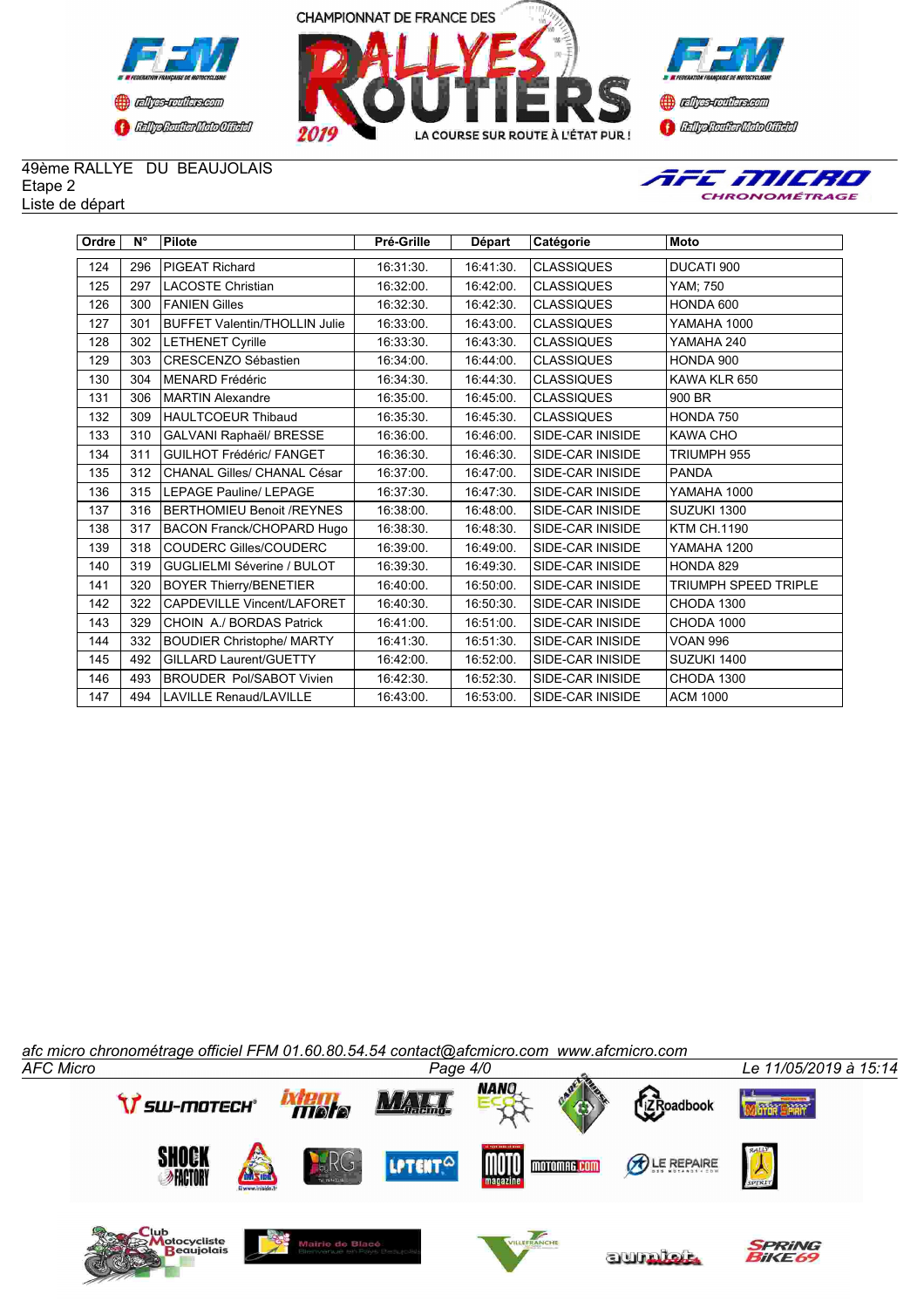49ème RALLYE DU BEAUJOLAIS
Etape 2
Liste de départ

| Ordre | N° | Pilote | Pré-Grille | Départ | Catégorie | Moto |
|---|---|---|---|---|---|---|
| 124 | 296 | PIGEAT Richard | 16:31:30. | 16:41:30. | CLASSIQUES | DUCATI 900 |
| 125 | 297 | LACOSTE Christian | 16:32:00. | 16:42:00. | CLASSIQUES | YAM; 750 |
| 126 | 300 | FANIEN Gilles | 16:32:30. | 16:42:30. | CLASSIQUES | HONDA 600 |
| 127 | 301 | BUFFET Valentin/THOLLIN Julie | 16:33:00. | 16:43:00. | CLASSIQUES | YAMAHA 1000 |
| 128 | 302 | LETHENET Cyrille | 16:33:30. | 16:43:30. | CLASSIQUES | YAMAHA 240 |
| 129 | 303 | CRESCENZO Sébastien | 16:34:00. | 16:44:00. | CLASSIQUES | HONDA 900 |
| 130 | 304 | MENARD Frédéric | 16:34:30. | 16:44:30. | CLASSIQUES | KAWA KLR 650 |
| 131 | 306 | MARTIN Alexandre | 16:35:00. | 16:45:00. | CLASSIQUES | 900 BR |
| 132 | 309 | HAULTCOEUR Thibaud | 16:35:30. | 16:45:30. | CLASSIQUES | HONDA 750 |
| 133 | 310 | GALVANI Raphaël/ BRESSE | 16:36:00. | 16:46:00. | SIDE-CAR INISIDE | KAWA CHO |
| 134 | 311 | GUILHOT Frédéric/ FANGET | 16:36:30. | 16:46:30. | SIDE-CAR INISIDE | TRIUMPH 955 |
| 135 | 312 | CHANAL Gilles/ CHANAL César | 16:37:00. | 16:47:00. | SIDE-CAR INISIDE | PANDA |
| 136 | 315 | LEPAGE Pauline/ LEPAGE | 16:37:30. | 16:47:30. | SIDE-CAR INISIDE | YAMAHA 1000 |
| 137 | 316 | BERTHOMIEU Benoit /REYNES | 16:38:00. | 16:48:00. | SIDE-CAR INISIDE | SUZUKI 1300 |
| 138 | 317 | BACON Franck/CHOPARD Hugo | 16:38:30. | 16:48:30. | SIDE-CAR INISIDE | KTM CH.1190 |
| 139 | 318 | COUDERC Gilles/COUDERC | 16:39:00. | 16:49:00. | SIDE-CAR INISIDE | YAMAHA 1200 |
| 140 | 319 | GUGLIELMI Séverine / BULOT | 16:39:30. | 16:49:30. | SIDE-CAR INISIDE | HONDA 829 |
| 141 | 320 | BOYER Thierry/BENETIER | 16:40:00. | 16:50:00. | SIDE-CAR INISIDE | TRIUMPH SPEED TRIPLE |
| 142 | 322 | CAPDEVILLE Vincent/LAFORET | 16:40:30. | 16:50:30. | SIDE-CAR INISIDE | CHODA 1300 |
| 143 | 329 | CHOIN A./ BORDAS Patrick | 16:41:00. | 16:51:00. | SIDE-CAR INISIDE | CHODA 1000 |
| 144 | 332 | BOUDIER Christophe/ MARTY | 16:41:30. | 16:51:30. | SIDE-CAR INISIDE | VOAN 996 |
| 145 | 492 | GILLARD Laurent/GUETTY | 16:42:00. | 16:52:00. | SIDE-CAR INISIDE | SUZUKI 1400 |
| 146 | 493 | BROUDER Pol/SABOT Vivien | 16:42:30. | 16:52:30. | SIDE-CAR INISIDE | CHODA 1300 |
| 147 | 494 | LAVILLE Renaud/LAVILLE | 16:43:00. | 16:53:00. | SIDE-CAR INISIDE | ACM 1000 |

*afc micro chronométrage officiel FFM 01.60.80.54.54 contact@afcmicro.com www.afcmicro.com*
*AFC Micro* *Le 11/05/2019 à 15:14*